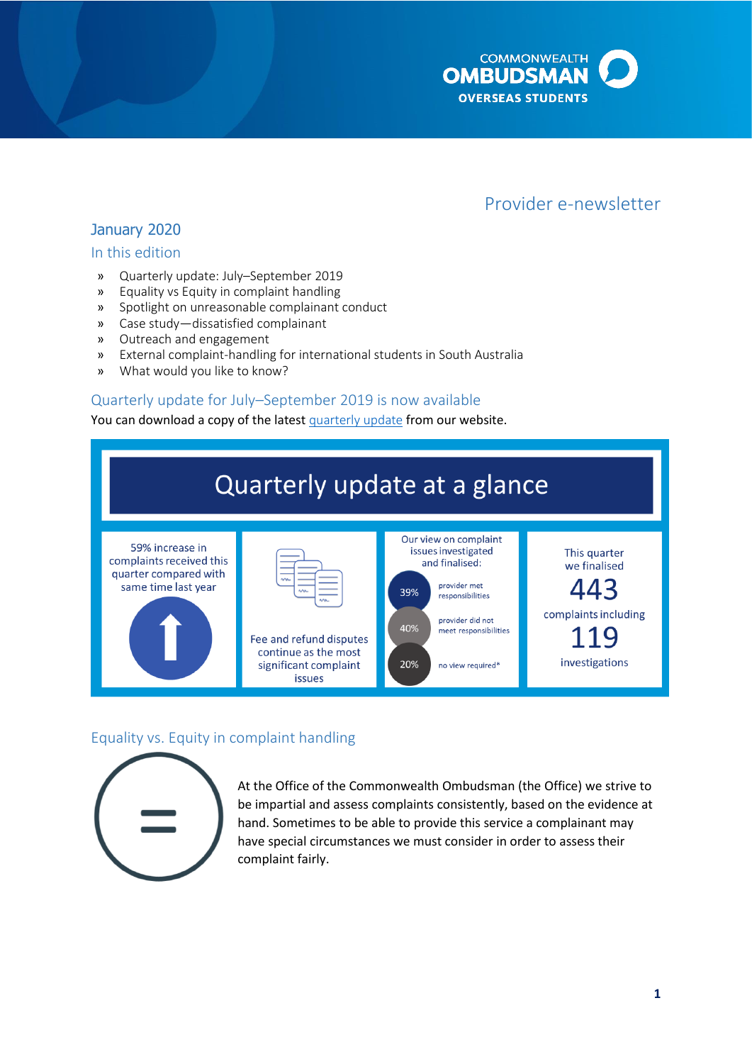COMMONWEALTH
**OMBUDSMAN**
**OVERSEAS STUDENTS**

# Provider e-newsletter

## January 2020

### In this edition

» Quarterly update: July–September 2019
» Equality vs Equity in complaint handling
» Spotlight on unreasonable complainant conduct
» Case study—dissatisfied complainant
» Outreach and engagement
» External complaint-handling for international students in South Australia
» What would you like to know?

## Quarterly update for July–September 2019 is now available

You can download a copy of the latest quarterly update from our website.

### Quarterly update at a glance

59% increase in complaints received this quarter compared with same time last year

Fee and refund disputes continue as the most significant complaint issues

Our view on complaint issues investigated and finalised:

- 39% provider met responsibilities
- 40% provider did not meet responsibilities
- 20% no view required*

This quarter we finalised 443 complaints including 119 investigations

## Equality vs. Equity in complaint handling

At the Office of the Commonwealth Ombudsman (the Office) we strive to be impartial and assess complaints consistently, based on the evidence at hand. Sometimes to be able to provide this service a complainant may have special circumstances we must consider in order to assess their complaint fairly.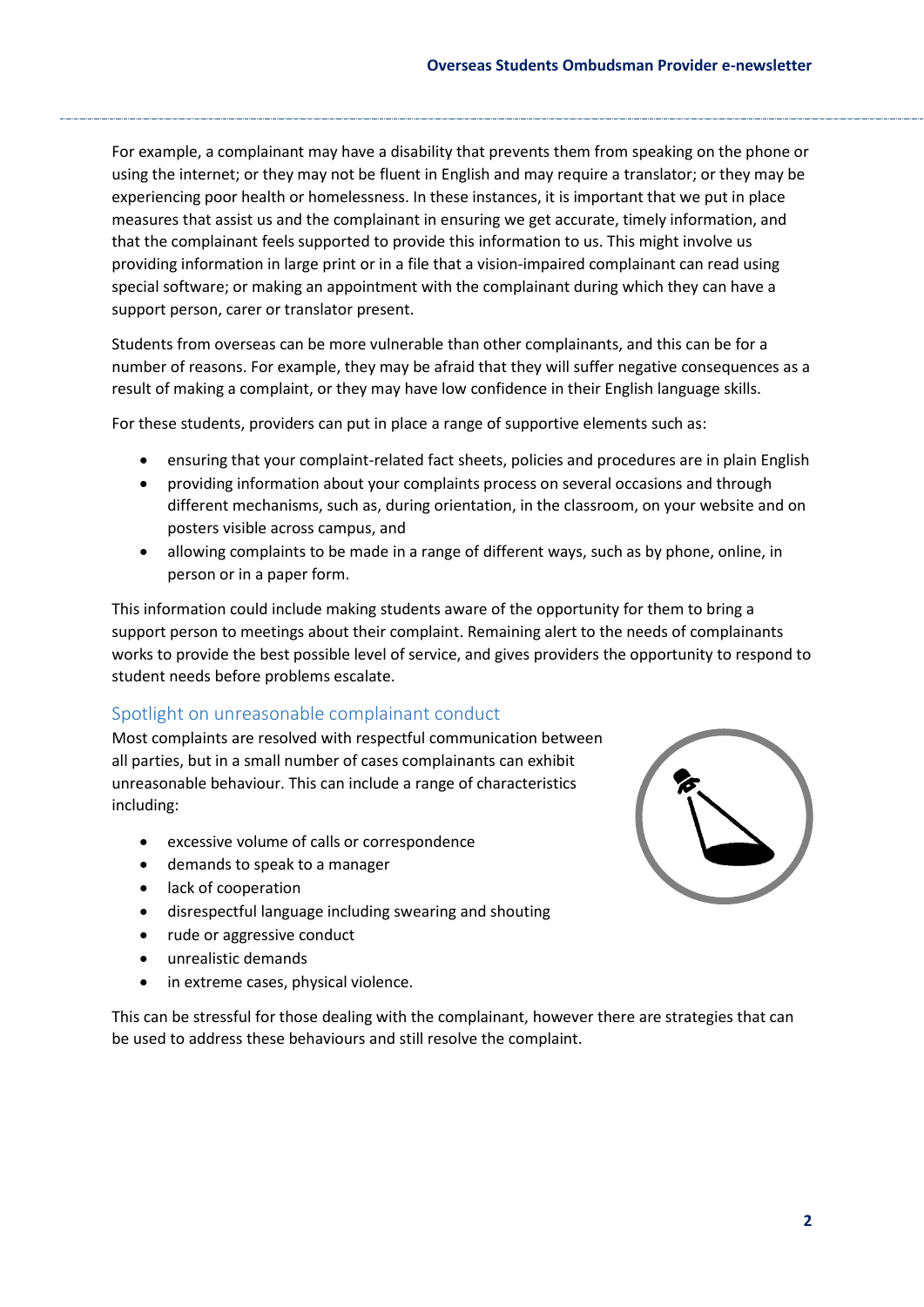For example, a complainant may have a disability that prevents them from speaking on the phone or using the internet; or they may not be fluent in English and may require a translator; or they may be experiencing poor health or homelessness. In these instances, it is important that we put in place measures that assist us and the complainant in ensuring we get accurate, timely information, and that the complainant feels supported to provide this information to us. This might involve us providing information in large print or in a file that a vision-impaired complainant can read using special software; or making an appointment with the complainant during which they can have a support person, carer or translator present.

Students from overseas can be more vulnerable than other complainants, and this can be for a number of reasons. For example, they may be afraid that they will suffer negative consequences as a result of making a complaint, or they may have low confidence in their English language skills.

For these students, providers can put in place a range of supportive elements such as:

- ensuring that your complaint-related fact sheets, policies and procedures are in plain English
- providing information about your complaints process on several occasions and through different mechanisms, such as, during orientation, in the classroom, on your website and on posters visible across campus, and
- allowing complaints to be made in a range of different ways, such as by phone, online, in person or in a paper form.

This information could include making students aware of the opportunity for them to bring a support person to meetings about their complaint. Remaining alert to the needs of complainants works to provide the best possible level of service, and gives providers the opportunity to respond to student needs before problems escalate.

## Spotlight on unreasonable complainant conduct

Most complaints are resolved with respectful communication between all parties, but in a small number of cases complainants can exhibit unreasonable behaviour. This can include a range of characteristics including:

- excessive volume of calls or correspondence
- demands to speak to a manager
- lack of cooperation
- disrespectful language including swearing and shouting
- rude or aggressive conduct
- unrealistic demands
- in extreme cases, physical violence.

This can be stressful for those dealing with the complainant, however there are strategies that can be used to address these behaviours and still resolve the complaint.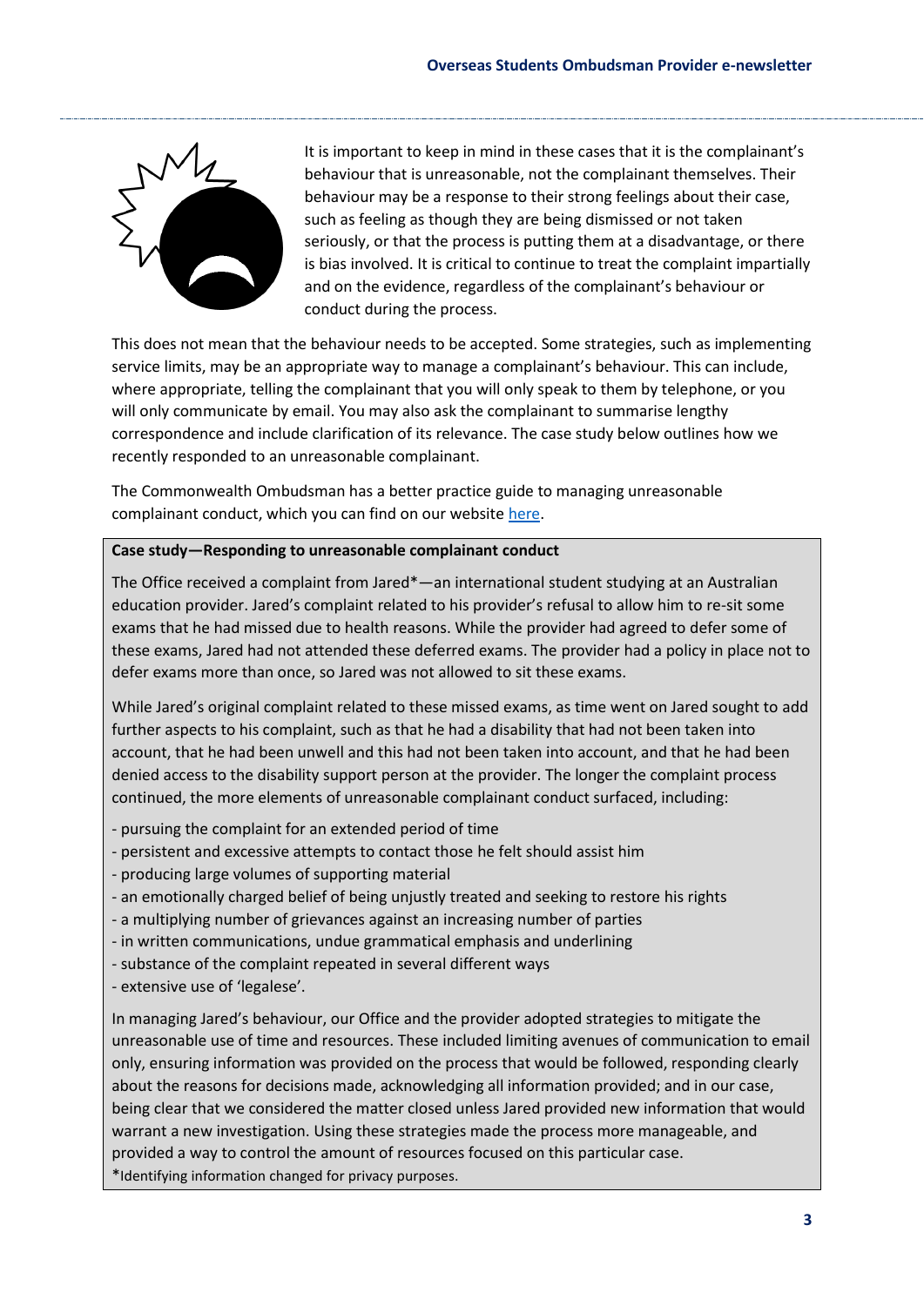It is important to keep in mind in these cases that it is the complainant's behaviour that is unreasonable, not the complainant themselves. Their behaviour may be a response to their strong feelings about their case, such as feeling as though they are being dismissed or not taken seriously, or that the process is putting them at a disadvantage, or there is bias involved. It is critical to continue to treat the complaint impartially and on the evidence, regardless of the complainant's behaviour or conduct during the process.

This does not mean that the behaviour needs to be accepted. Some strategies, such as implementing service limits, may be an appropriate way to manage a complainant's behaviour. This can include, where appropriate, telling the complainant that you will only speak to them by telephone, or you will only communicate by email. You may also ask the complainant to summarise lengthy correspondence and include clarification of its relevance. The case study below outlines how we recently responded to an unreasonable complainant.

The Commonwealth Ombudsman has a better practice guide to managing unreasonable complainant conduct, which you can find on our website [here](here).

**Case study—Responding to unreasonable complainant conduct**

The Office received a complaint from Jared*—an international student studying at an Australian education provider. Jared's complaint related to his provider's refusal to allow him to re-sit some exams that he had missed due to health reasons. While the provider had agreed to defer some of these exams, Jared had not attended these deferred exams. The provider had a policy in place not to defer exams more than once, so Jared was not allowed to sit these exams.

While Jared's original complaint related to these missed exams, as time went on Jared sought to add further aspects to his complaint, such as that he had a disability that had not been taken into account, that he had been unwell and this had not been taken into account, and that he had been denied access to the disability support person at the provider. The longer the complaint process continued, the more elements of unreasonable complainant conduct surfaced, including:

- pursuing the complaint for an extended period of time
- persistent and excessive attempts to contact those he felt should assist him
- producing large volumes of supporting material
- an emotionally charged belief of being unjustly treated and seeking to restore his rights
- a multiplying number of grievances against an increasing number of parties
- in written communications, undue grammatical emphasis and underlining
- substance of the complaint repeated in several different ways
- extensive use of 'legalese'.

In managing Jared's behaviour, our Office and the provider adopted strategies to mitigate the unreasonable use of time and resources. These included limiting avenues of communication to email only, ensuring information was provided on the process that would be followed, responding clearly about the reasons for decisions made, acknowledging all information provided; and in our case, being clear that we considered the matter closed unless Jared provided new information that would warrant a new investigation. Using these strategies made the process more manageable, and provided a way to control the amount of resources focused on this particular case.

*Identifying information changed for privacy purposes.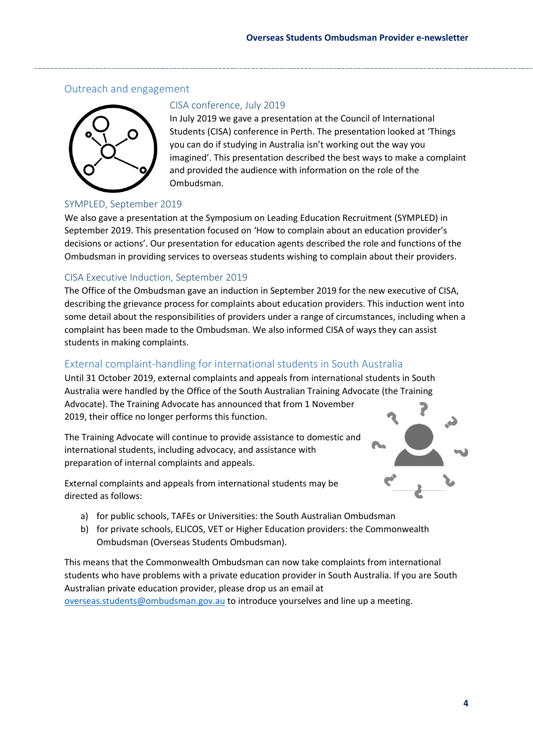## Outreach and engagement

### CISA conference, July 2019

In July 2019 we gave a presentation at the Council of International Students (CISA) conference in Perth. The presentation looked at 'Things you can do if studying in Australia isn't working out the way you imagined'. This presentation described the best ways to make a complaint and provided the audience with information on the role of the Ombudsman.

### SYMPLED, September 2019

We also gave a presentation at the Symposium on Leading Education Recruitment (SYMPLED) in September 2019. This presentation focused on 'How to complain about an education provider's decisions or actions'. Our presentation for education agents described the role and functions of the Ombudsman in providing services to overseas students wishing to complain about their providers.

### CISA Executive Induction, September 2019

The Office of the Ombudsman gave an induction in September 2019 for the new executive of CISA, describing the grievance process for complaints about education providers. This induction went into some detail about the responsibilities of providers under a range of circumstances, including when a complaint has been made to the Ombudsman. We also informed CISA of ways they can assist students in making complaints.

## External complaint-handling for international students in South Australia

Until 31 October 2019, external complaints and appeals from international students in South Australia were handled by the Office of the South Australian Training Advocate (the Training Advocate). The Training Advocate has announced that from 1 November 2019, their office no longer performs this function.

The Training Advocate will continue to provide assistance to domestic and international students, including advocacy, and assistance with preparation of internal complaints and appeals.

External complaints and appeals from international students may be directed as follows:

a) for public schools, TAFEs or Universities: the South Australian Ombudsman
b) for private schools, ELICOS, VET or Higher Education providers: the Commonwealth Ombudsman (Overseas Students Ombudsman).

This means that the Commonwealth Ombudsman can now take complaints from international students who have problems with a private education provider in South Australia. If you are South Australian private education provider, please drop us an email at overseas.students@ombudsman.gov.au to introduce yourselves and line up a meeting.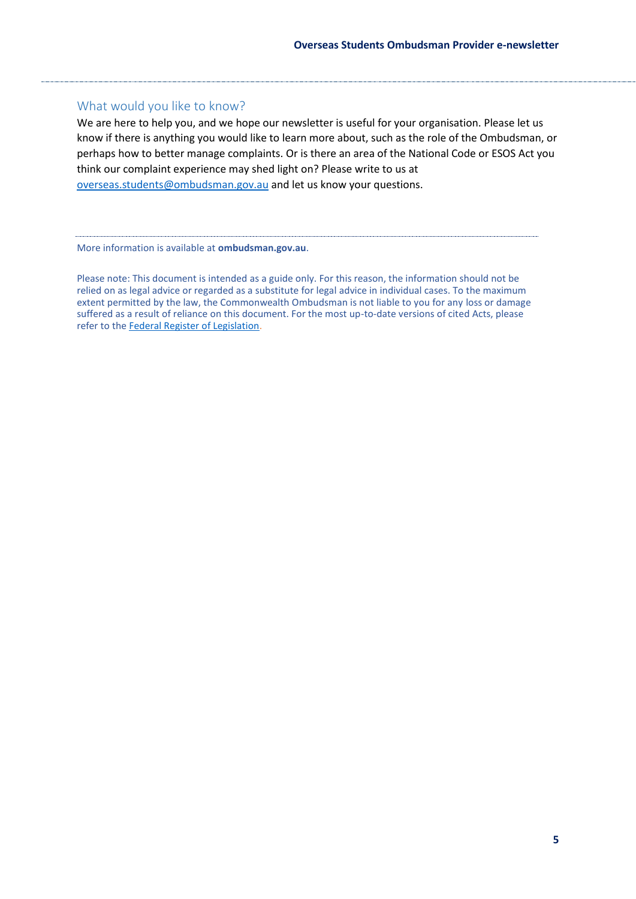## What would you like to know?

We are here to help you, and we hope our newsletter is useful for your organisation. Please let us know if there is anything you would like to learn more about, such as the role of the Ombudsman, or perhaps how to better manage complaints. Or is there an area of the National Code or ESOS Act you think our complaint experience may shed light on? Please write to us at overseas.students@ombudsman.gov.au and let us know your questions.

---

More information is available at **ombudsman.gov.au**.

Please note: This document is intended as a guide only. For this reason, the information should not be relied on as legal advice or regarded as a substitute for legal advice in individual cases. To the maximum extent permitted by the law, the Commonwealth Ombudsman is not liable to you for any loss or damage suffered as a result of reliance on this document. For the most up-to-date versions of cited Acts, please refer to the Federal Register of Legislation.